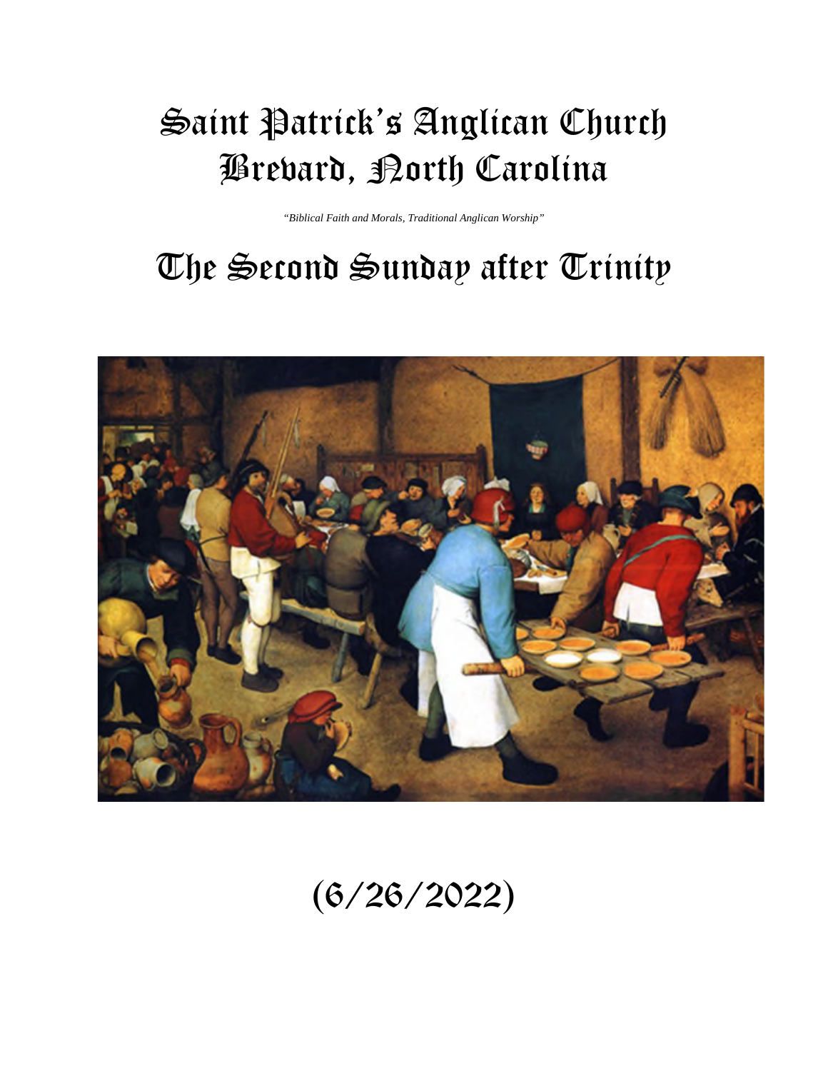# Saint Patrick's Anglican Church
# Brevard, North Carolina

*"Biblical Faith and Morals, Traditional Anglican Worship"*

# The Second Sunday after Trinity

**(6/26/2022)**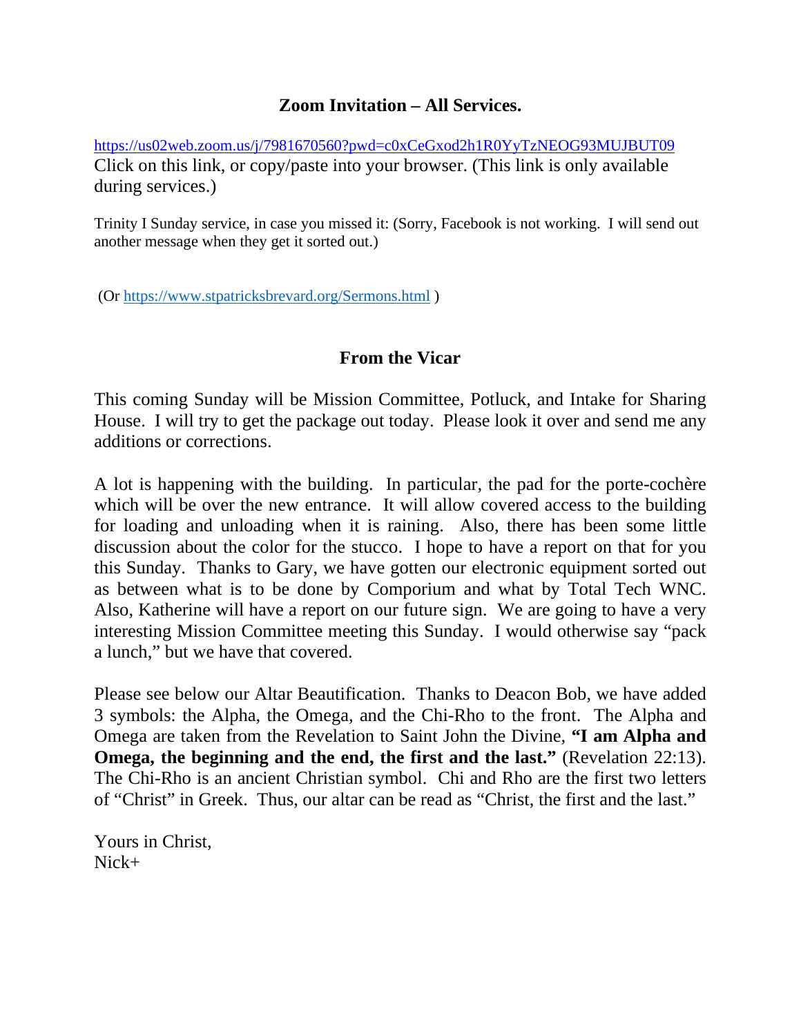## Zoom Invitation – All Services.

https://us02web.zoom.us/j/7981670560?pwd=c0xCeGxod2h1R0YyTzNEOG93MUJBUT09
Click on this link, or copy/paste into your browser. (This link is only available during services.)

Trinity I Sunday service, in case you missed it: (Sorry, Facebook is not working. I will send out another message when they get it sorted out.)

(Or https://www.stpatricksbrevard.org/Sermons.html )

## From the Vicar

This coming Sunday will be Mission Committee, Potluck, and Intake for Sharing House. I will try to get the package out today. Please look it over and send me any additions or corrections.

A lot is happening with the building. In particular, the pad for the porte-cochère which will be over the new entrance. It will allow covered access to the building for loading and unloading when it is raining. Also, there has been some little discussion about the color for the stucco. I hope to have a report on that for you this Sunday. Thanks to Gary, we have gotten our electronic equipment sorted out as between what is to be done by Comporium and what by Total Tech WNC. Also, Katherine will have a report on our future sign. We are going to have a very interesting Mission Committee meeting this Sunday. I would otherwise say "pack a lunch," but we have that covered.

Please see below our Altar Beautification. Thanks to Deacon Bob, we have added 3 symbols: the Alpha, the Omega, and the Chi-Rho to the front. The Alpha and Omega are taken from the Revelation to Saint John the Divine, **"I am Alpha and Omega, the beginning and the end, the first and the last."** (Revelation 22:13). The Chi-Rho is an ancient Christian symbol. Chi and Rho are the first two letters of "Christ" in Greek. Thus, our altar can be read as "Christ, the first and the last."

Yours in Christ,
Nick+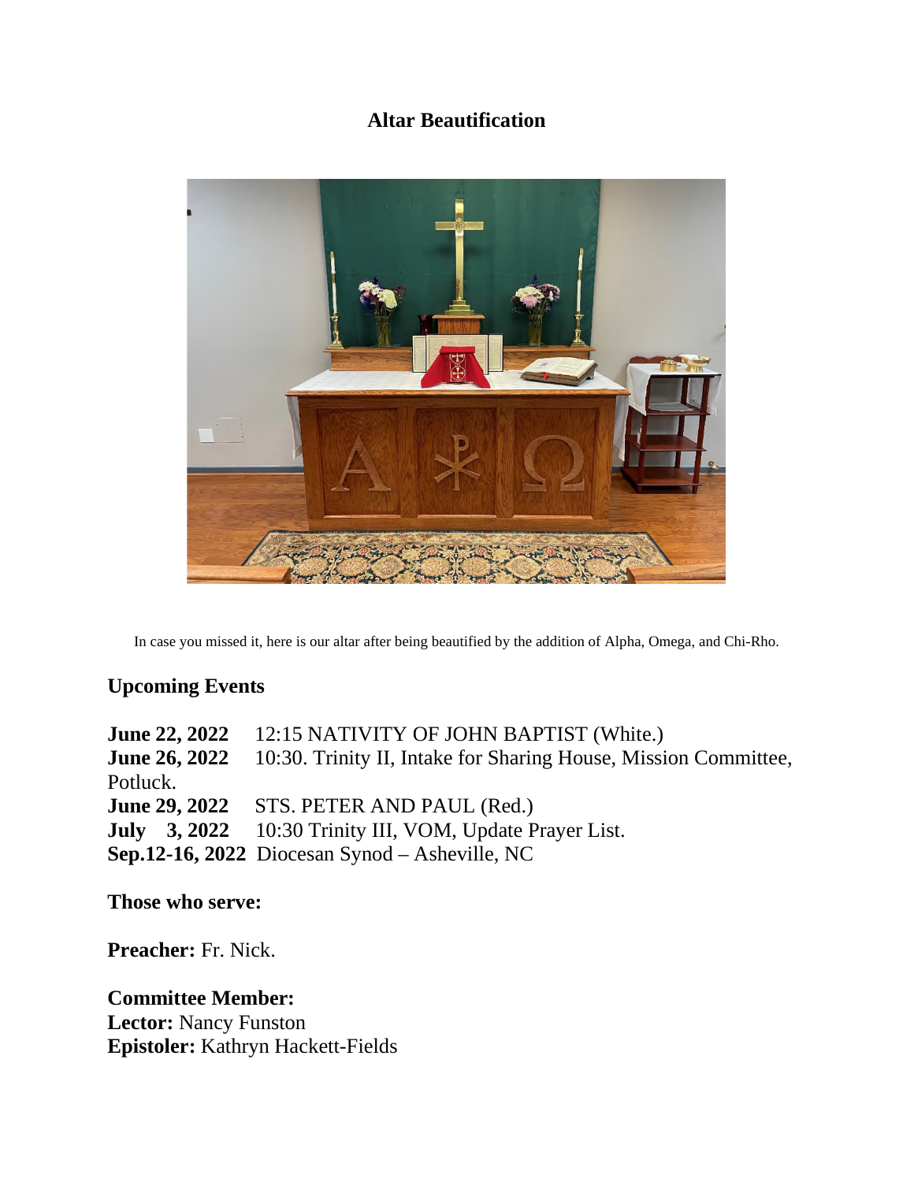## Altar Beautification

In case you missed it, here is our altar after being beautified by the addition of Alpha, Omega, and Chi-Rho.

## Upcoming Events

**June 22, 2022** 12:15 NATIVITY OF JOHN BAPTIST (White.)
**June 26, 2022** 10:30. Trinity II, Intake for Sharing House, Mission Committee, Potluck.
**June 29, 2022** STS. PETER AND PAUL (Red.)
**July 3, 2022** 10:30 Trinity III, VOM, Update Prayer List.
**Sep.12-16, 2022** Diocesan Synod – Asheville, NC

**Those who serve:**

**Preacher:** Fr. Nick.

**Committee Member:**
**Lector:** Nancy Funston
**Epistoler:** Kathryn Hackett-Fields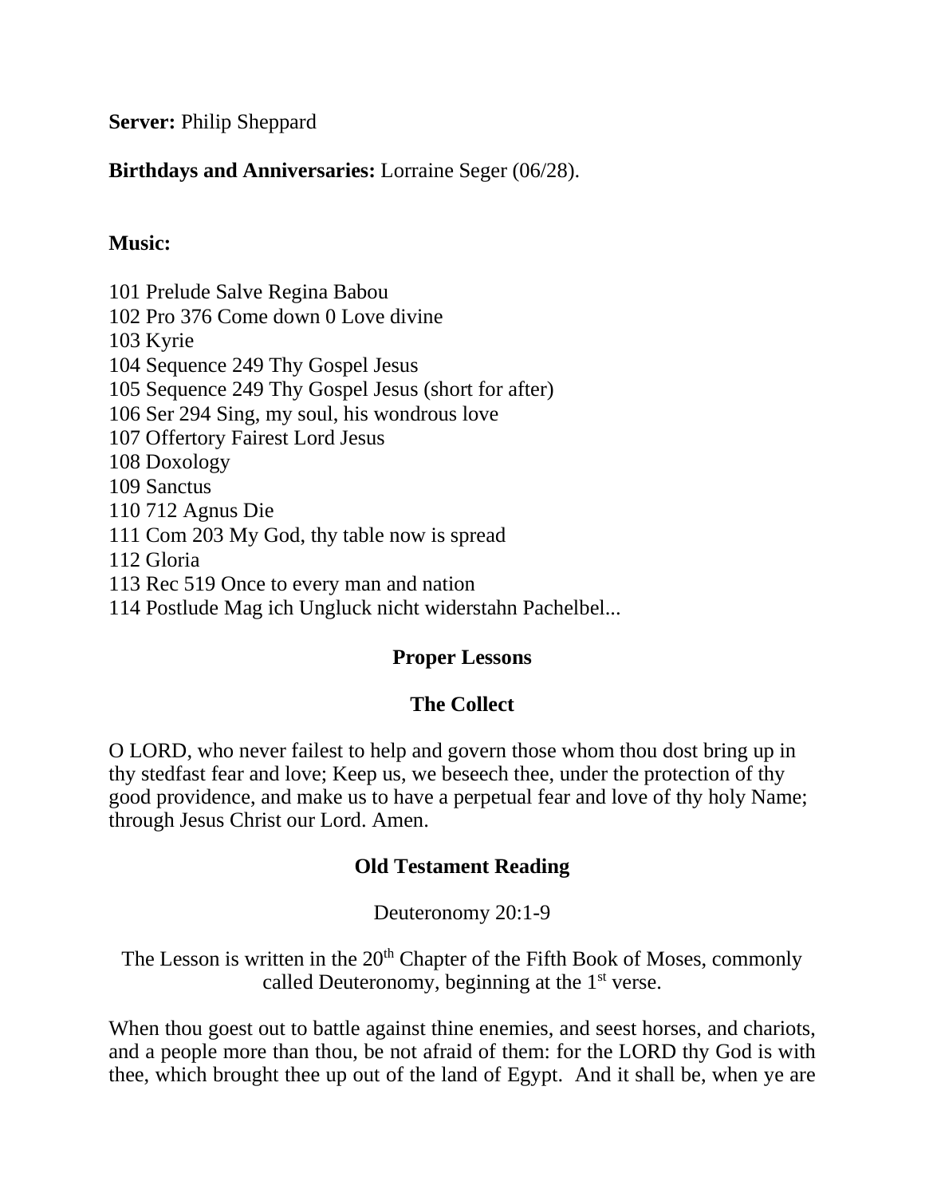**Server:** Philip Sheppard

**Birthdays and Anniversaries:** Lorraine Seger (06/28).

**Music:**

101 Prelude Salve Regina Babou
102 Pro 376 Come down 0 Love divine
103 Kyrie
104 Sequence 249 Thy Gospel Jesus
105 Sequence 249 Thy Gospel Jesus (short for after)
106 Ser 294 Sing, my soul, his wondrous love
107 Offertory Fairest Lord Jesus
108 Doxology
109 Sanctus
110 712 Agnus Die
111 Com 203 My God, thy table now is spread
112 Gloria
113 Rec 519 Once to every man and nation
114 Postlude Mag ich Ungluck nicht widerstahn Pachelbel...

## Proper Lessons

### The Collect

O LORD, who never failest to help and govern those whom thou dost bring up in thy stedfast fear and love; Keep us, we beseech thee, under the protection of thy good providence, and make us to have a perpetual fear and love of thy holy Name; through Jesus Christ our Lord. Amen.

### Old Testament Reading

Deuteronomy 20:1-9

The Lesson is written in the 20th Chapter of the Fifth Book of Moses, commonly called Deuteronomy, beginning at the 1st verse.

When thou goest out to battle against thine enemies, and seest horses, and chariots, and a people more than thou, be not afraid of them: for the LORD thy God is with thee, which brought thee up out of the land of Egypt. And it shall be, when ye are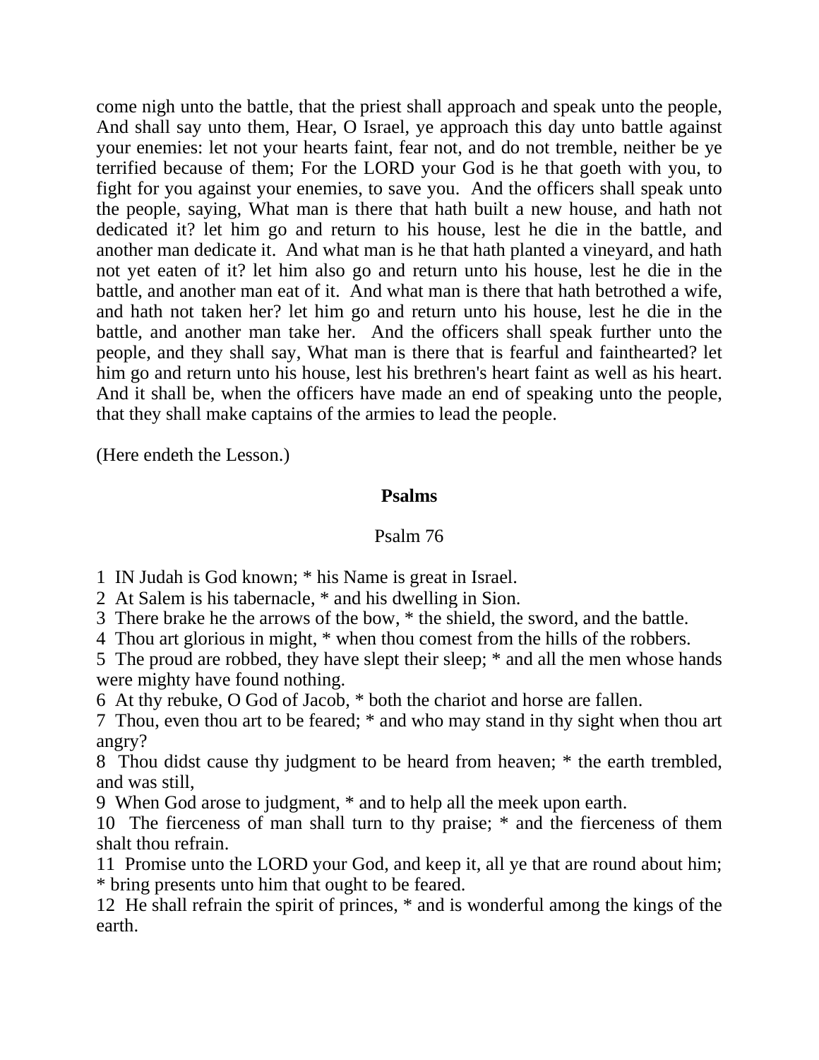come nigh unto the battle, that the priest shall approach and speak unto the people, And shall say unto them, Hear, O Israel, ye approach this day unto battle against your enemies: let not your hearts faint, fear not, and do not tremble, neither be ye terrified because of them; For the LORD your God is he that goeth with you, to fight for you against your enemies, to save you. And the officers shall speak unto the people, saying, What man is there that hath built a new house, and hath not dedicated it? let him go and return to his house, lest he die in the battle, and another man dedicate it. And what man is he that hath planted a vineyard, and hath not yet eaten of it? let him also go and return unto his house, lest he die in the battle, and another man eat of it. And what man is there that hath betrothed a wife, and hath not taken her? let him go and return unto his house, lest he die in the battle, and another man take her. And the officers shall speak further unto the people, and they shall say, What man is there that is fearful and fainthearted? let him go and return unto his house, lest his brethren's heart faint as well as his heart. And it shall be, when the officers have made an end of speaking unto the people, that they shall make captains of the armies to lead the people.

(Here endeth the Lesson.)

## Psalms

Psalm 76

1 IN Judah is God known; * his Name is great in Israel.
2 At Salem is his tabernacle, * and his dwelling in Sion.
3 There brake he the arrows of the bow, * the shield, the sword, and the battle.
4 Thou art glorious in might, * when thou comest from the hills of the robbers.
5 The proud are robbed, they have slept their sleep; * and all the men whose hands were mighty have found nothing.
6 At thy rebuke, O God of Jacob, * both the chariot and horse are fallen.
7 Thou, even thou art to be feared; * and who may stand in thy sight when thou art angry?
8 Thou didst cause thy judgment to be heard from heaven; * the earth trembled, and was still,
9 When God arose to judgment, * and to help all the meek upon earth.
10 The fierceness of man shall turn to thy praise; * and the fierceness of them shalt thou refrain.
11 Promise unto the LORD your God, and keep it, all ye that are round about him; * bring presents unto him that ought to be feared.
12 He shall refrain the spirit of princes, * and is wonderful among the kings of the earth.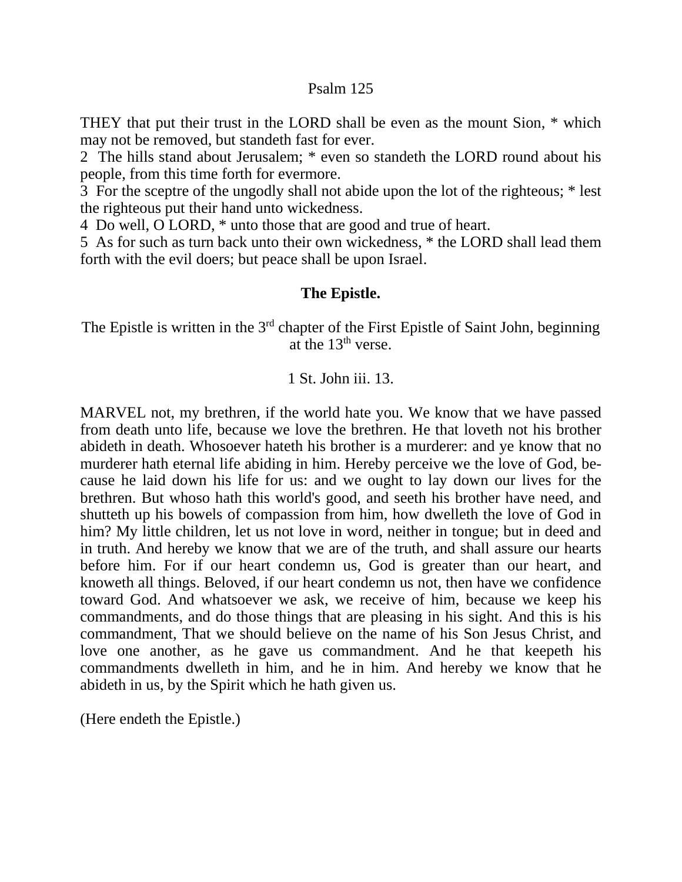## Psalm 125

THEY that put their trust in the LORD shall be even as the mount Sion, * which may not be removed, but standeth fast for ever.

2 The hills stand about Jerusalem; * even so standeth the LORD round about his people, from this time forth for evermore.

3 For the sceptre of the ungodly shall not abide upon the lot of the righteous; * lest the righteous put their hand unto wickedness.

4 Do well, O LORD, * unto those that are good and true of heart.

5 As for such as turn back unto their own wickedness, * the LORD shall lead them forth with the evil doers; but peace shall be upon Israel.

## The Epistle.

The Epistle is written in the 3rd chapter of the First Epistle of Saint John, beginning at the 13th verse.

1 St. John iii. 13.

MARVEL not, my brethren, if the world hate you. We know that we have passed from death unto life, because we love the brethren. He that loveth not his brother abideth in death. Whosoever hateth his brother is a murderer: and ye know that no murderer hath eternal life abiding in him. Hereby perceive we the love of God, because he laid down his life for us: and we ought to lay down our lives for the brethren. But whoso hath this world's good, and seeth his brother have need, and shutteth up his bowels of compassion from him, how dwelleth the love of God in him? My little children, let us not love in word, neither in tongue; but in deed and in truth. And hereby we know that we are of the truth, and shall assure our hearts before him. For if our heart condemn us, God is greater than our heart, and knoweth all things. Beloved, if our heart condemn us not, then have we confidence toward God. And whatsoever we ask, we receive of him, because we keep his commandments, and do those things that are pleasing in his sight. And this is his commandment, That we should believe on the name of his Son Jesus Christ, and love one another, as he gave us commandment. And he that keepeth his commandments dwelleth in him, and he in him. And hereby we know that he abideth in us, by the Spirit which he hath given us.

(Here endeth the Epistle.)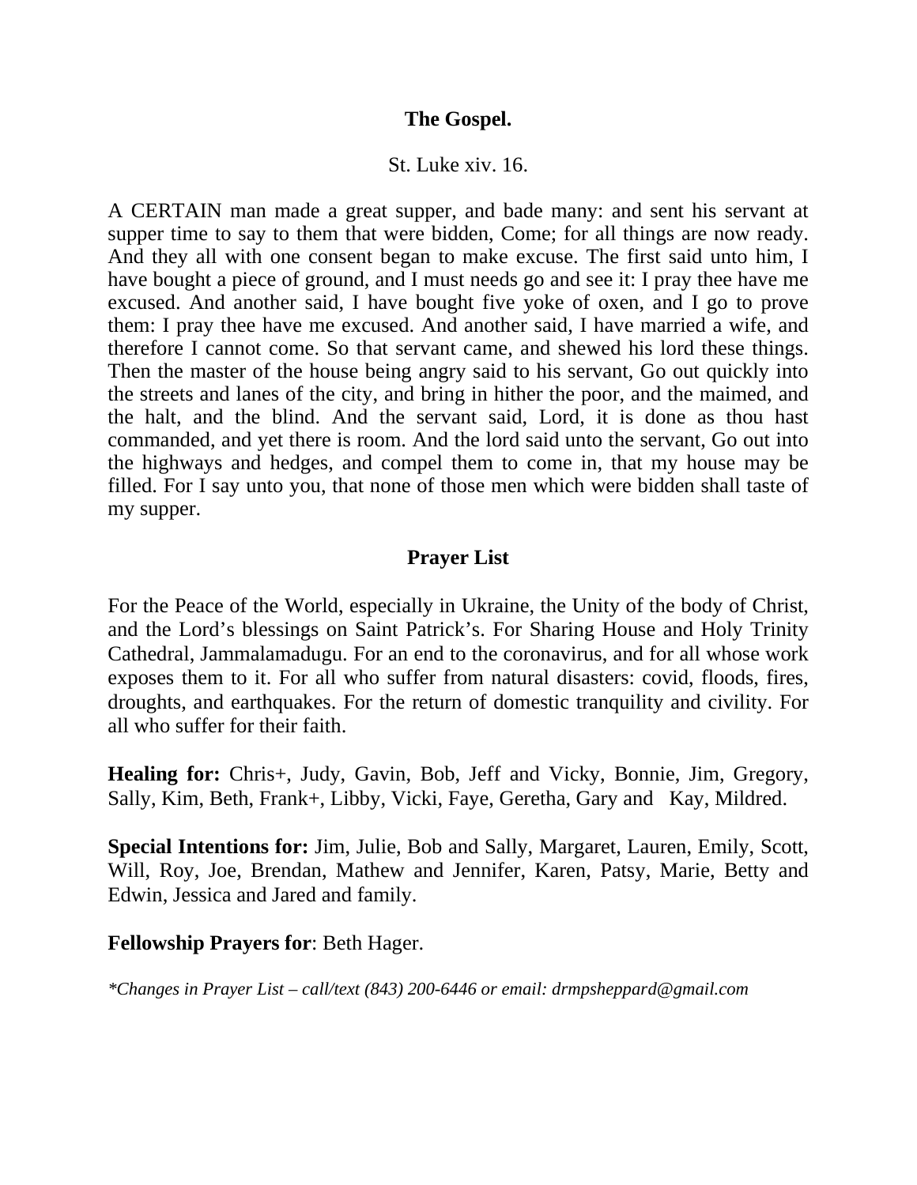## The Gospel.

St. Luke xiv. 16.

A CERTAIN man made a great supper, and bade many: and sent his servant at supper time to say to them that were bidden, Come; for all things are now ready. And they all with one consent began to make excuse. The first said unto him, I have bought a piece of ground, and I must needs go and see it: I pray thee have me excused. And another said, I have bought five yoke of oxen, and I go to prove them: I pray thee have me excused. And another said, I have married a wife, and therefore I cannot come. So that servant came, and shewed his lord these things. Then the master of the house being angry said to his servant, Go out quickly into the streets and lanes of the city, and bring in hither the poor, and the maimed, and the halt, and the blind. And the servant said, Lord, it is done as thou hast commanded, and yet there is room. And the lord said unto the servant, Go out into the highways and hedges, and compel them to come in, that my house may be filled. For I say unto you, that none of those men which were bidden shall taste of my supper.

## Prayer List

For the Peace of the World, especially in Ukraine, the Unity of the body of Christ, and the Lord's blessings on Saint Patrick's. For Sharing House and Holy Trinity Cathedral, Jammalamadugu. For an end to the coronavirus, and for all whose work exposes them to it. For all who suffer from natural disasters: covid, floods, fires, droughts, and earthquakes. For the return of domestic tranquility and civility. For all who suffer for their faith.

**Healing for:** Chris+, Judy, Gavin, Bob, Jeff and Vicky, Bonnie, Jim, Gregory, Sally, Kim, Beth, Frank+, Libby, Vicki, Faye, Geretha, Gary and Kay, Mildred.

**Special Intentions for:** Jim, Julie, Bob and Sally, Margaret, Lauren, Emily, Scott, Will, Roy, Joe, Brendan, Mathew and Jennifer, Karen, Patsy, Marie, Betty and Edwin, Jessica and Jared and family.

**Fellowship Prayers for**: Beth Hager.

*\*Changes in Prayer List – call/text (843) 200-6446 or email: drmpsheppard@gmail.com*